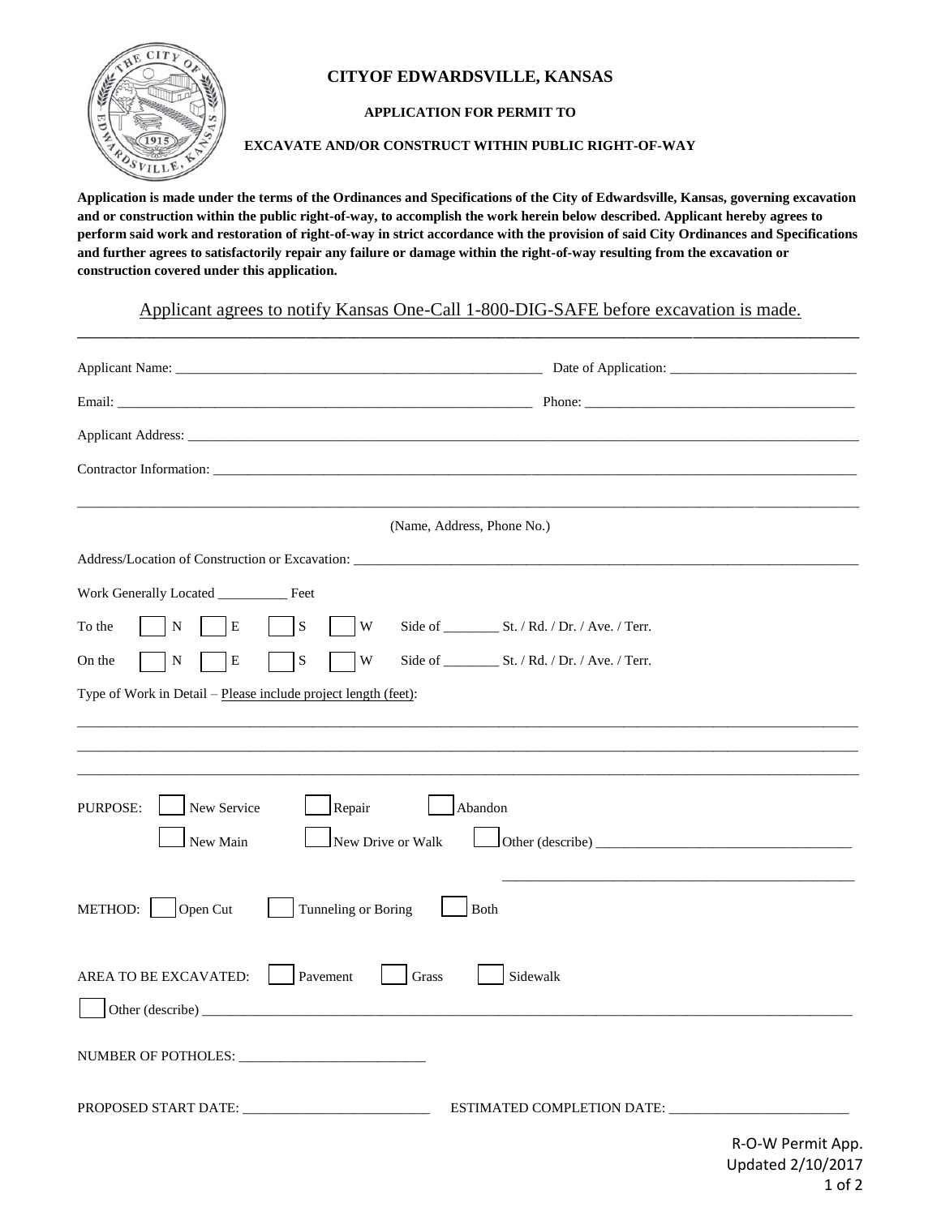# CITYOF EDWARDSVILLE, KANSAS

**APPLICATION FOR PERMIT TO**

**EXCAVATE AND/OR CONSTRUCT WITHIN PUBLIC RIGHT-OF-WAY**

**Application is made under the terms of the Ordinances and Specifications of the City of Edwardsville, Kansas, governing excavation and or construction within the public right-of-way, to accomplish the work herein below described. Applicant hereby agrees to perform said work and restoration of right-of-way in strict accordance with the provision of said City Ordinances and Specifications and further agrees to satisfactorily repair any failure or damage within the right-of-way resulting from the excavation or construction covered under this application.**

Applicant agrees to notify Kansas One-Call 1-800-DIG-SAFE before excavation is made.

---

Applicant Name: ______________________________ Date of Application: ______________________

Email: ______________________________ Phone: ______________________

Applicant Address: ____________________________________________

Contractor Information: ____________________________________________

____________________________________________

(Name, Address, Phone No.)

Address/Location of Construction or Excavation: ____________________________________________

Work Generally Located __________ Feet

To the ☐ N ☐ E ☐ S ☐ W Side of ________ St. / Rd. / Dr. / Ave. / Terr.

On the ☐ N ☐ E ☐ S ☐ W Side of ________ St. / Rd. / Dr. / Ave. / Terr.

Type of Work in Detail – Please include project length (feet):

____________________________________________

____________________________________________

____________________________________________

PURPOSE: ☐ New Service ☐ Repair ☐ Abandon

☐ New Main ☐ New Drive or Walk ☐ Other (describe) ______________________

______________________

METHOD: ☐ Open Cut ☐ Tunneling or Boring ☐ Both

AREA TO BE EXCAVATED: ☐ Pavement ☐ Grass ☐ Sidewalk

☐ Other (describe) ____________________________________________

NUMBER OF POTHOLES: ______________________

PROPOSED START DATE: ______________________ ESTIMATED COMPLETION DATE: ______________________

R-O-W Permit App.
Updated 2/10/2017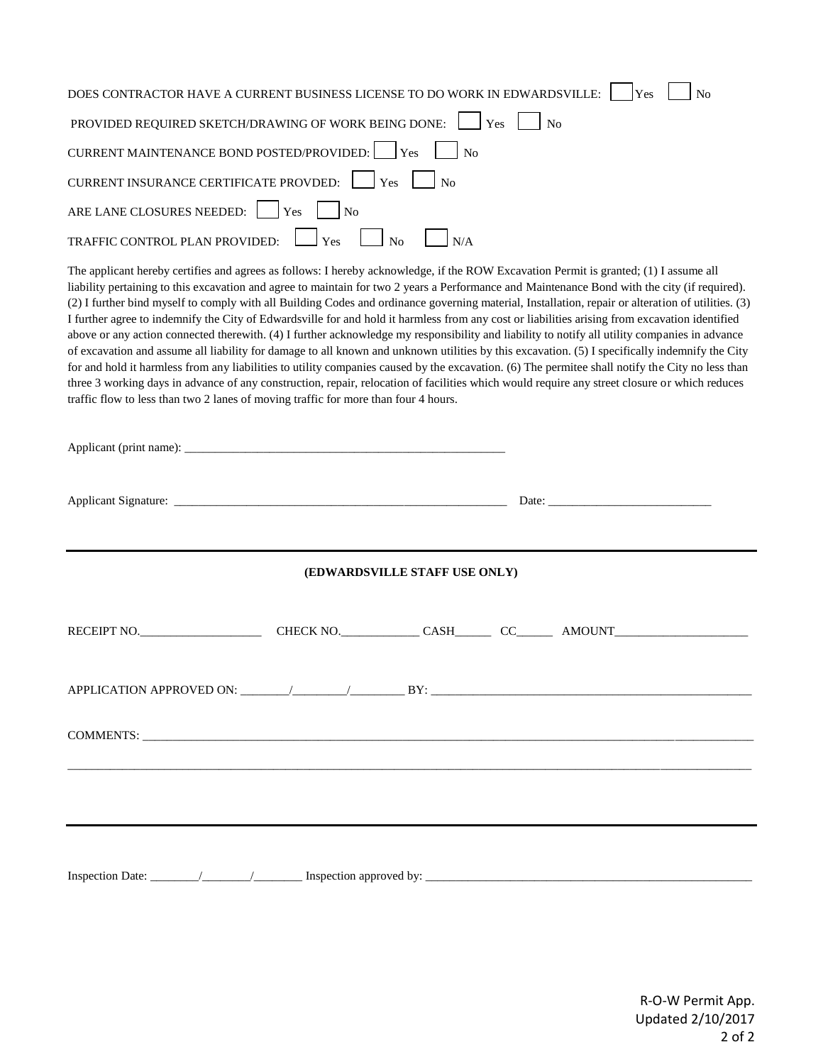DOES CONTRACTOR HAVE A CURRENT BUSINESS LICENSE TO DO WORK IN EDWARDSVILLE: ☐ Yes ☐ No

PROVIDED REQUIRED SKETCH/DRAWING OF WORK BEING DONE: ☐ Yes ☐ No

CURRENT MAINTENANCE BOND POSTED/PROVIDED: ☐ Yes ☐ No

CURRENT INSURANCE CERTIFICATE PROVDED: ☐ Yes ☐ No

ARE LANE CLOSURES NEEDED: ☐ Yes ☐ No

TRAFFIC CONTROL PLAN PROVIDED: ☐ Yes ☐ No ☐ N/A

The applicant hereby certifies and agrees as follows: I hereby acknowledge, if the ROW Excavation Permit is granted; (1) I assume all liability pertaining to this excavation and agree to maintain for two 2 years a Performance and Maintenance Bond with the city (if required). (2) I further bind myself to comply with all Building Codes and ordinance governing material, Installation, repair or alteration of utilities. (3) I further agree to indemnify the City of Edwardsville for and hold it harmless from any cost or liabilities arising from excavation identified above or any action connected therewith. (4) I further acknowledge my responsibility and liability to notify all utility companies in advance of excavation and assume all liability for damage to all known and unknown utilities by this excavation. (5) I specifically indemnify the City for and hold it harmless from any liabilities to utility companies caused by the excavation. (6) The permitee shall notify the City no less than three 3 working days in advance of any construction, repair, relocation of facilities which would require any street closure or which reduces traffic flow to less than two 2 lanes of moving traffic for more than four 4 hours.

Applicant (print name): ______________________________________________________

Applicant Signature: ______________________________________________________ Date: __________________________

---

**(EDWARDSVILLE STAFF USE ONLY)**

RECEIPT NO.____________________ CHECK NO.____________ CASH______ CC______ AMOUNT_____________________

APPLICATION APPROVED ON: ________/________/________ BY: ______________________________________________________

COMMENTS: ______________________________________________________________________________________________

________________________________________________________________________________________________________

---

Inspection Date: ________/________/________ Inspection approved by: ______________________________________________________

R-O-W Permit App.
Updated 2/10/2017